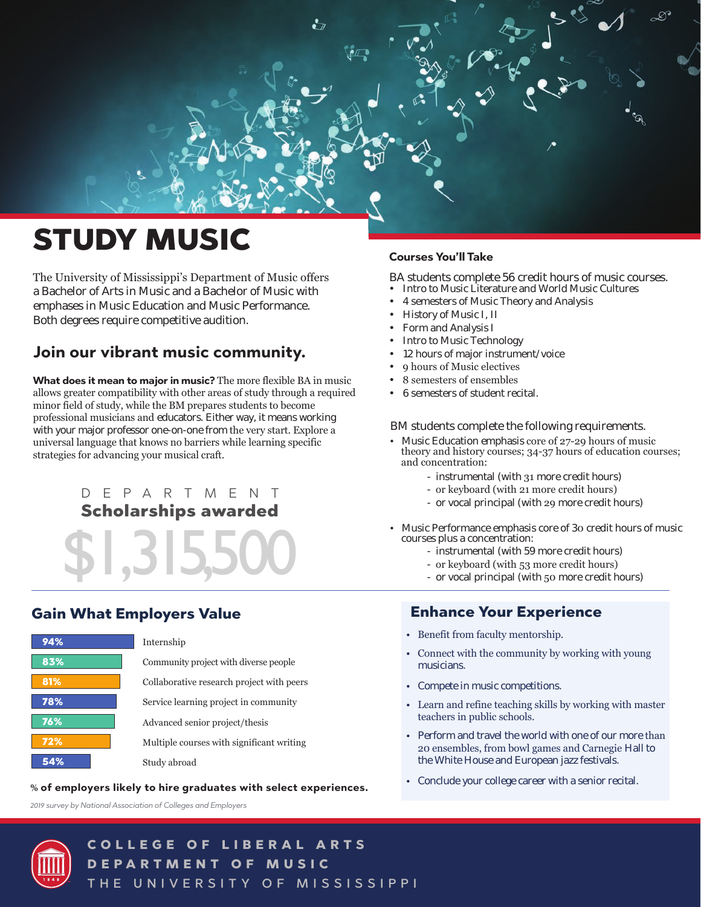# STUDY MUSIC

The University of Mississippi's Department of Music offers a Bachelor of Arts in Music and a Bachelor of Music with emphases in Music Education and Music Performance. Both degrees require competitive audition.

## Join our vibrant music community.

**What does it mean to major in music?** The more flexible BA in music allows greater compatibility with other areas of study through a required minor field of study, while the BM prepares students to become professional musicians and educators. Either way, it means working with your major professor one-on-one from the very start. Explore a universal language that knows no barriers while learning specific strategies for advancing your musical craft.

DEPARTMENT
**Scholarships awarded**
$1,315,500

### Courses You'll Take

BA students complete 56 credit hours of music courses.

- Intro to Music Literature and World Music Cultures
- 4 semesters of Music Theory and Analysis
- History of Music I, II
- Form and Analysis I
- Intro to Music Technology
- 12 hours of major instrument/voice
- 9 hours of Music electives
- 8 semesters of ensembles
- 6 semesters of student recital.

BM students complete the following requirements.

- Music Education emphasis core of 27-29 hours of music theory and history courses; 34-37 hours of education courses; and concentration:
  - instrumental (with 31 more credit hours)
  - or keyboard (with 21 more credit hours)
  - or vocal principal (with 29 more credit hours)
- Music Performance emphasis core of 30 credit hours of music courses plus a concentration:
  - instrumental (with 59 more credit hours)
  - or keyboard (with 53 more credit hours)
  - or vocal principal (with 50 more credit hours)

## Gain What Employers Value

| % | Experience |
|---|---|
| 94% | Internship |
| 83% | Community project with diverse people |
| 81% | Collaborative research project with peers |
| 78% | Service learning project in community |
| 76% | Advanced senior project/thesis |
| 72% | Multiple courses with significant writing |
| 54% | Study abroad |

% **of employers likely to hire graduates with select experiences.**

*2019 survey by National Association of Colleges and Employers*

## Enhance Your Experience

- Benefit from faculty mentorship.
- Connect with the community by working with young musicians.
- Compete in music competitions.
- Learn and refine teaching skills by working with master teachers in public schools.
- Perform and travel the world with one of our more than 20 ensembles, from bowl games and Carnegie Hall to the White House and European jazz festivals.
- Conclude your college career with a senior recital.

COLLEGE OF LIBERAL ARTS
DEPARTMENT OF MUSIC
THE UNIVERSITY OF MISSISSIPPI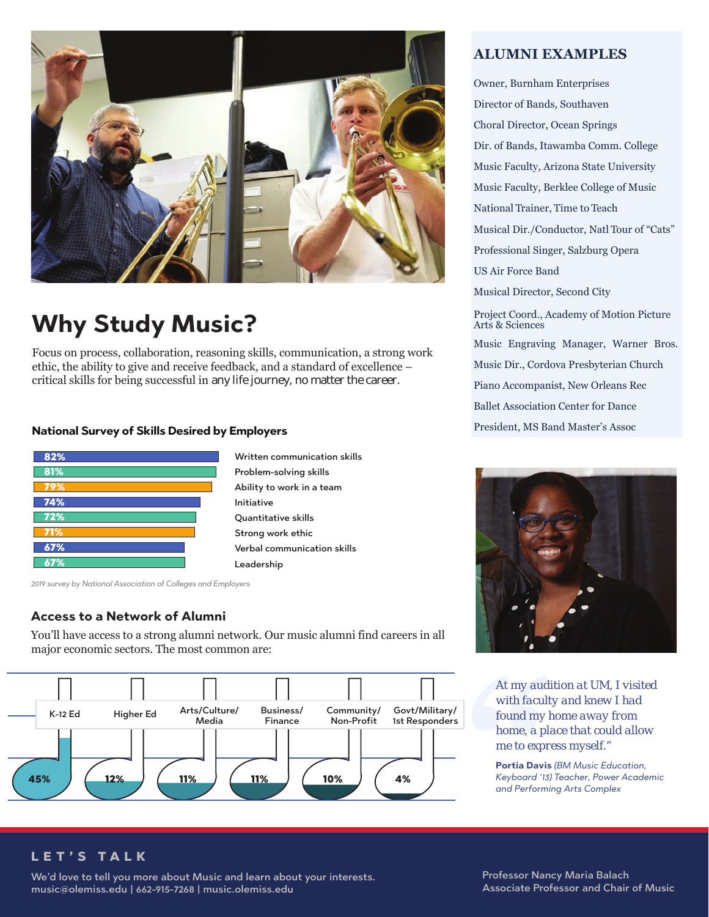# Why Study Music?

Focus on process, collaboration, reasoning skills, communication, a strong work ethic, the ability to give and receive feedback, and a standard of excellence – critical skills for being successful in any life journey, no matter the career.

### National Survey of Skills Desired by Employers

82% Written communication skills
81% Problem-solving skills
79% Ability to work in a team
74% Initiative
72% Quantitative skills
71% Strong work ethic
67% Verbal communication skills
67% Leadership

*2019 survey by National Association of Colleges and Employers*

### Access to a Network of Alumni

You'll have access to a strong alumni network. Our music alumni find careers in all major economic sectors. The most common are:

K-12 Ed 45%
Higher Ed 12%
Arts/Culture/Media 11%
Business/Finance 11%
Community/Non-Profit 10%
Govt/Military/1st Responders 4%

## ALUMNI EXAMPLES

Owner, Burnham Enterprises

Director of Bands, Southaven

Choral Director, Ocean Springs

Dir. of Bands, Itawamba Comm. College

Music Faculty, Arizona State University

Music Faculty, Berklee College of Music

National Trainer, Time to Teach

Musical Dir./Conductor, Natl Tour of "Cats"

Professional Singer, Salzburg Opera

US Air Force Band

Musical Director, Second City

Project Coord., Academy of Motion Picture Arts & Sciences

Music Engraving Manager, Warner Bros.

Music Dir., Cordova Presbyterian Church

Piano Accompanist, New Orleans Rec

Ballet Association Center for Dance

President, MS Band Master's Assoc

"At my audition at UM, I visited with faculty and knew I had found my home away from home, a place that could allow me to express myself."

**Portia Davis** *(BM Music Education, Keyboard '13) Teacher, Power Academic and Performing Arts Complex*

## LET'S TALK

We'd love to tell you more about Music and learn about your interests.
music@olemiss.edu | 662-915-7268 | music.olemiss.edu

Professor Nancy Maria Balach
Associate Professor and Chair of Music